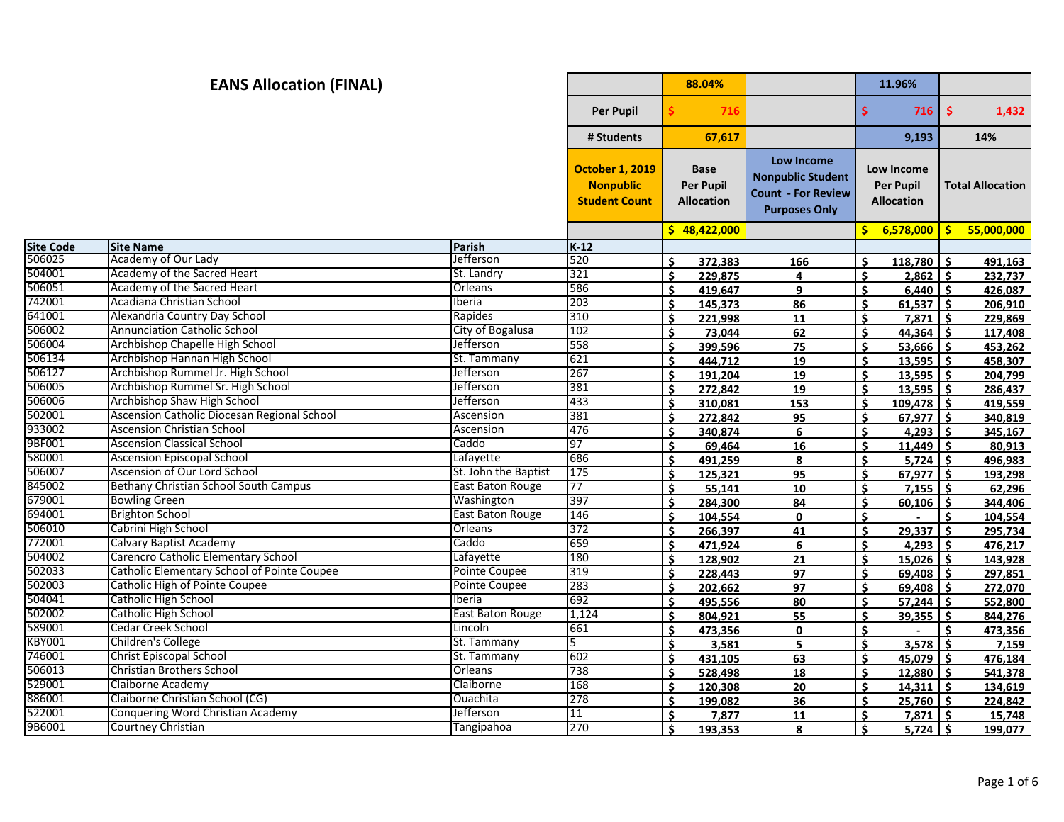# EANS Allocation (FINAL)

| Site Code | Site Name | Parish | October 1, 2019 Nonpublic Student Count | Base Per Pupil Allocation | Low Income Nonpublic Student Count - For Review Purposes Only | Low Income Per Pupil Allocation | Total Allocation |
|---|---|---|---|---|---|---|---|
| | | | | 88.04% | | 11.96% | |
| | | | Per Pupil | $ 716 | | $ 716 | $ 1,432 |
| | | | # Students | 67,617 | | 9,193 | 14% |
| | | | | $ 48,422,000 | | $ 6,578,000 | $ 55,000,000 |
| | | | K-12 | | | | |
| 506025 | Academy of Our Lady | Jefferson | 520 | $ 372,383 | 166 | $ 118,780 | $ 491,163 |
| 504001 | Academy of the Sacred Heart | St. Landry | 321 | $ 229,875 | 4 | $ 2,862 | $ 232,737 |
| 506051 | Academy of the Sacred Heart | Orleans | 586 | $ 419,647 | 9 | $ 6,440 | $ 426,087 |
| 742001 | Acadiana Christian School | Iberia | 203 | $ 145,373 | 86 | $ 61,537 | $ 206,910 |
| 641001 | Alexandria Country Day School | Rapides | 310 | $ 221,998 | 11 | $ 7,871 | $ 229,869 |
| 506002 | Annunciation Catholic School | City of Bogalusa | 102 | $ 73,044 | 62 | $ 44,364 | $ 117,408 |
| 506004 | Archbishop Chapelle High School | Jefferson | 558 | $ 399,596 | 75 | $ 53,666 | $ 453,262 |
| 506134 | Archbishop Hannan High School | St. Tammany | 621 | $ 444,712 | 19 | $ 13,595 | $ 458,307 |
| 506127 | Archbishop Rummel Jr. High School | Jefferson | 267 | $ 191,204 | 19 | $ 13,595 | $ 204,799 |
| 506005 | Archbishop Rummel Sr. High School | Jefferson | 381 | $ 272,842 | 19 | $ 13,595 | $ 286,437 |
| 506006 | Archbishop Shaw High School | Jefferson | 433 | $ 310,081 | 153 | $ 109,478 | $ 419,559 |
| 502001 | Ascension Catholic Diocesan Regional School | Ascension | 381 | $ 272,842 | 95 | $ 67,977 | $ 340,819 |
| 933002 | Ascension Christian School | Ascension | 476 | $ 340,874 | 6 | $ 4,293 | $ 345,167 |
| 9BF001 | Ascension Classical School | Caddo | 97 | $ 69,464 | 16 | $ 11,449 | $ 80,913 |
| 580001 | Ascension Episcopal School | Lafayette | 686 | $ 491,259 | 8 | $ 5,724 | $ 496,983 |
| 506007 | Ascension of Our Lord School | St. John the Baptist | 175 | $ 125,321 | 95 | $ 67,977 | $ 193,298 |
| 845002 | Bethany Christian School South Campus | East Baton Rouge | 77 | $ 55,141 | 10 | $ 7,155 | $ 62,296 |
| 679001 | Bowling Green | Washington | 397 | $ 284,300 | 84 | $ 60,106 | $ 344,406 |
| 694001 | Brighton School | East Baton Rouge | 146 | $ 104,554 | 0 | $ - | $ 104,554 |
| 506010 | Cabrini High School | Orleans | 372 | $ 266,397 | 41 | $ 29,337 | $ 295,734 |
| 772001 | Calvary Baptist Academy | Caddo | 659 | $ 471,924 | 6 | $ 4,293 | $ 476,217 |
| 504002 | Carencro Catholic Elementary School | Lafayette | 180 | $ 128,902 | 21 | $ 15,026 | $ 143,928 |
| 502033 | Catholic Elementary School of Pointe Coupee | Pointe Coupee | 319 | $ 228,443 | 97 | $ 69,408 | $ 297,851 |
| 502003 | Catholic High of Pointe Coupee | Pointe Coupee | 283 | $ 202,662 | 97 | $ 69,408 | $ 272,070 |
| 504041 | Catholic High School | Iberia | 692 | $ 495,556 | 80 | $ 57,244 | $ 552,800 |
| 502002 | Catholic High School | East Baton Rouge | 1,124 | $ 804,921 | 55 | $ 39,355 | $ 844,276 |
| 589001 | Cedar Creek School | Lincoln | 661 | $ 473,356 | 0 | $ - | $ 473,356 |
| KBY001 | Children's College | St. Tammany | 5 | $ 3,581 | 5 | $ 3,578 | $ 7,159 |
| 746001 | Christ Episcopal School | St. Tammany | 602 | $ 431,105 | 63 | $ 45,079 | $ 476,184 |
| 506013 | Christian Brothers School | Orleans | 738 | $ 528,498 | 18 | $ 12,880 | $ 541,378 |
| 529001 | Claiborne Academy | Claiborne | 168 | $ 120,308 | 20 | $ 14,311 | $ 134,619 |
| 886001 | Claiborne Christian School (CG) | Ouachita | 278 | $ 199,082 | 36 | $ 25,760 | $ 224,842 |
| 522001 | Conquering Word Christian Academy | Jefferson | 11 | $ 7,877 | 11 | $ 7,871 | $ 15,748 |
| 9B6001 | Courtney Christian | Tangipahoa | 270 | $ 193,353 | 8 | $ 5,724 | $ 199,077 |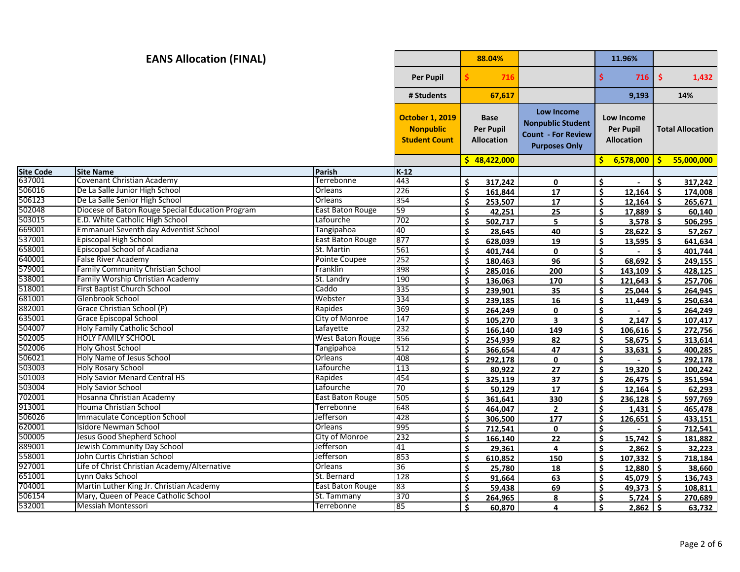# EANS Allocation (FINAL)

| Site Code | Site Name | Parish | October 1, 2019 Nonpublic Student Count | Base Per Pupil Allocation | Low Income Nonpublic Student Count - For Review Purposes Only | Low Income Per Pupil Allocation | Total Allocation |
|---|---|---|---|---|---|---|---|
| | | | | 88.04% | | 11.96% | |
| | | | Per Pupil | $ 716 | | $ 716 | $ 1,432 |
| | | | # Students | 67,617 | | 9,193 | 14% |
| | | | | $ 48,422,000 | | $ 6,578,000 | $ 55,000,000 |
| | | | K-12 | | | | |
| 637001 | Covenant Christian Academy | Terrebonne | 443 | $ 317,242 | 0 | $ - | $ 317,242 |
| 506016 | De La Salle Junior High School | Orleans | 226 | $ 161,844 | 17 | $ 12,164 | $ 174,008 |
| 506123 | De La Salle Senior High School | Orleans | 354 | $ 253,507 | 17 | $ 12,164 | $ 265,671 |
| 502048 | Diocese of Baton Rouge Special Education Program | East Baton Rouge | 59 | $ 42,251 | 25 | $ 17,889 | $ 60,140 |
| 503015 | E.D. White Catholic High School | Lafourche | 702 | $ 502,717 | 5 | $ 3,578 | $ 506,295 |
| 669001 | Emmanuel Seventh day Adventist School | Tangipahoa | 40 | $ 28,645 | 40 | $ 28,622 | $ 57,267 |
| 537001 | Episcopal High School | East Baton Rouge | 877 | $ 628,039 | 19 | $ 13,595 | $ 641,634 |
| 658001 | Episcopal School of Acadiana | St. Martin | 561 | $ 401,744 | 0 | $ - | $ 401,744 |
| 640001 | False River Academy | Pointe Coupee | 252 | $ 180,463 | 96 | $ 68,692 | $ 249,155 |
| 579001 | Family Community Christian School | Franklin | 398 | $ 285,016 | 200 | $ 143,109 | $ 428,125 |
| 538001 | Family Worship Christian Academy | St. Landry | 190 | $ 136,063 | 170 | $ 121,643 | $ 257,706 |
| 518001 | First Baptist Church School | Caddo | 335 | $ 239,901 | 35 | $ 25,044 | $ 264,945 |
| 681001 | Glenbrook School | Webster | 334 | $ 239,185 | 16 | $ 11,449 | $ 250,634 |
| 882001 | Grace Christian School (P) | Rapides | 369 | $ 264,249 | 0 | $ - | $ 264,249 |
| 635001 | Grace Episcopal School | City of Monroe | 147 | $ 105,270 | 3 | $ 2,147 | $ 107,417 |
| 504007 | Holy Family Catholic School | Lafayette | 232 | $ 166,140 | 149 | $ 106,616 | $ 272,756 |
| 502005 | HOLY FAMILY SCHOOL | West Baton Rouge | 356 | $ 254,939 | 82 | $ 58,675 | $ 313,614 |
| 502006 | Holy Ghost School | Tangipahoa | 512 | $ 366,654 | 47 | $ 33,631 | $ 400,285 |
| 506021 | Holy Name of Jesus School | Orleans | 408 | $ 292,178 | 0 | $ - | $ 292,178 |
| 503003 | Holy Rosary School | Lafourche | 113 | $ 80,922 | 27 | $ 19,320 | $ 100,242 |
| 501003 | Holy Savior Menard Central HS | Rapides | 454 | $ 325,119 | 37 | $ 26,475 | $ 351,594 |
| 503004 | Holy Savior School | Lafourche | 70 | $ 50,129 | 17 | $ 12,164 | $ 62,293 |
| 702001 | Hosanna Christian Academy | East Baton Rouge | 505 | $ 361,641 | 330 | $ 236,128 | $ 597,769 |
| 913001 | Houma Christian School | Terrebonne | 648 | $ 464,047 | 2 | $ 1,431 | $ 465,478 |
| 506026 | Immaculate Conception School | Jefferson | 428 | $ 306,500 | 177 | $ 126,651 | $ 433,151 |
| 620001 | Isidore Newman School | Orleans | 995 | $ 712,541 | 0 | $ - | $ 712,541 |
| 500005 | Jesus Good Shepherd School | City of Monroe | 232 | $ 166,140 | 22 | $ 15,742 | $ 181,882 |
| 889001 | Jewish Community Day School | Jefferson | 41 | $ 29,361 | 4 | $ 2,862 | $ 32,223 |
| 558001 | John Curtis Christian School | Jefferson | 853 | $ 610,852 | 150 | $ 107,332 | $ 718,184 |
| 927001 | Life of Christ Christian Academy/Alternative | Orleans | 36 | $ 25,780 | 18 | $ 12,880 | $ 38,660 |
| 651001 | Lynn Oaks School | St. Bernard | 128 | $ 91,664 | 63 | $ 45,079 | $ 136,743 |
| 704001 | Martin Luther King Jr. Christian Academy | East Baton Rouge | 83 | $ 59,438 | 69 | $ 49,373 | $ 108,811 |
| 506154 | Mary, Queen of Peace Catholic School | St. Tammany | 370 | $ 264,965 | 8 | $ 5,724 | $ 270,689 |
| 532001 | Messiah Montessori | Terrebonne | 85 | $ 60,870 | 4 | $ 2,862 | $ 63,732 |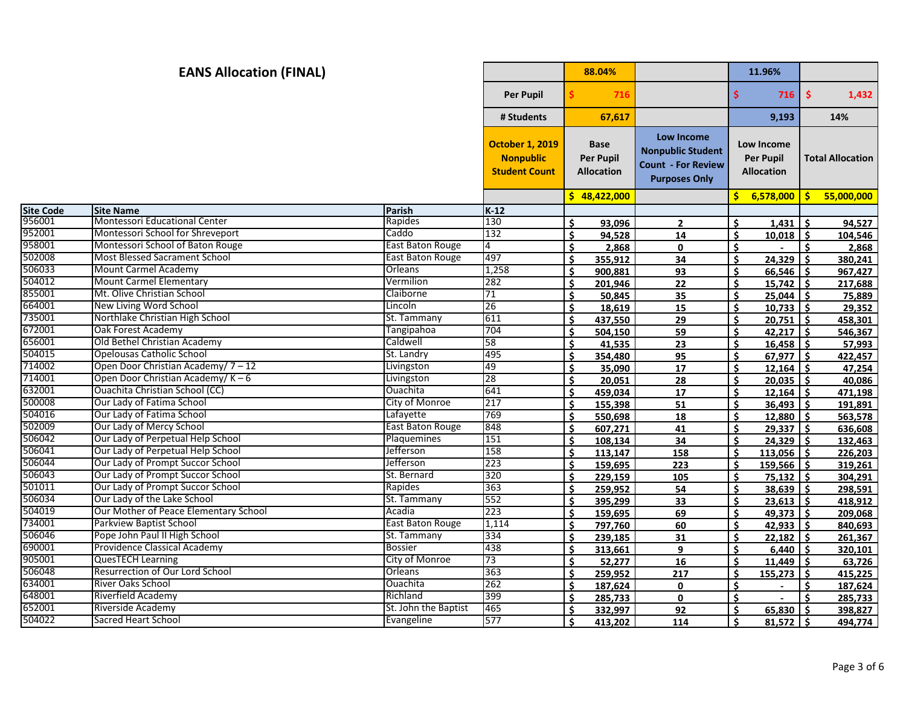# EANS Allocation (FINAL)

| | | | | 88.04% | | 11.96% | |
|---|---|---|---|---|---|---|---|
| | | | Per Pupil | $ 716 | | $ 716 | $ 1,432 |
| | | | # Students | 67,617 | | 9,193 | 14% |
| | | | October 1, 2019 Nonpublic Student Count | Base Per Pupil Allocation | Low Income Nonpublic Student Count - For Review Purposes Only | Low Income Per Pupil Allocation | Total Allocation |
| | | | | $ 48,422,000 | | $ 6,578,000 | $ 55,000,000 |
| **Site Code** | **Site Name** | **Parish** | **K-12** | | | | |
| 956001 | Montessori Educational Center | Rapides | 130 | $ 93,096 | 2 | $ 1,431 | $ 94,527 |
| 952001 | Montessori School for Shreveport | Caddo | 132 | $ 94,528 | 14 | $ 10,018 | $ 104,546 |
| 958001 | Montessori School of Baton Rouge | East Baton Rouge | 4 | $ 2,868 | 0 | $ - | $ 2,868 |
| 502008 | Most Blessed Sacrament School | East Baton Rouge | 497 | $ 355,912 | 34 | $ 24,329 | $ 380,241 |
| 506033 | Mount Carmel Academy | Orleans | 1,258 | $ 900,881 | 93 | $ 66,546 | $ 967,427 |
| 504012 | Mount Carmel Elementary | Vermilion | 282 | $ 201,946 | 22 | $ 15,742 | $ 217,688 |
| 855001 | Mt. Olive Christian School | Claiborne | 71 | $ 50,845 | 35 | $ 25,044 | $ 75,889 |
| 664001 | New Living Word School | Lincoln | 26 | $ 18,619 | 15 | $ 10,733 | $ 29,352 |
| 735001 | Northlake Christian High School | St. Tammany | 611 | $ 437,550 | 29 | $ 20,751 | $ 458,301 |
| 672001 | Oak Forest Academy | Tangipahoa | 704 | $ 504,150 | 59 | $ 42,217 | $ 546,367 |
| 656001 | Old Bethel Christian Academy | Caldwell | 58 | $ 41,535 | 23 | $ 16,458 | $ 57,993 |
| 504015 | Opelousas Catholic School | St. Landry | 495 | $ 354,480 | 95 | $ 67,977 | $ 422,457 |
| 714002 | Open Door Christian Academy/ 7 – 12 | Livingston | 49 | $ 35,090 | 17 | $ 12,164 | $ 47,254 |
| 714001 | Open Door Christian Academy/ K – 6 | Livingston | 28 | $ 20,051 | 28 | $ 20,035 | $ 40,086 |
| 632001 | Ouachita Christian School (CC) | Ouachita | 641 | $ 459,034 | 17 | $ 12,164 | $ 471,198 |
| 500008 | Our Lady of Fatima School | City of Monroe | 217 | $ 155,398 | 51 | $ 36,493 | $ 191,891 |
| 504016 | Our Lady of Fatima School | Lafayette | 769 | $ 550,698 | 18 | $ 12,880 | $ 563,578 |
| 502009 | Our Lady of Mercy School | East Baton Rouge | 848 | $ 607,271 | 41 | $ 29,337 | $ 636,608 |
| 506042 | Our Lady of Perpetual Help School | Plaquemines | 151 | $ 108,134 | 34 | $ 24,329 | $ 132,463 |
| 506041 | Our Lady of Perpetual Help School | Jefferson | 158 | $ 113,147 | 158 | $ 113,056 | $ 226,203 |
| 506044 | Our Lady of Prompt Succor School | Jefferson | 223 | $ 159,695 | 223 | $ 159,566 | $ 319,261 |
| 506043 | Our Lady of Prompt Succor School | St. Bernard | 320 | $ 229,159 | 105 | $ 75,132 | $ 304,291 |
| 501011 | Our Lady of Prompt Succor School | Rapides | 363 | $ 259,952 | 54 | $ 38,639 | $ 298,591 |
| 506034 | Our Lady of the Lake School | St. Tammany | 552 | $ 395,299 | 33 | $ 23,613 | $ 418,912 |
| 504019 | Our Mother of Peace Elementary School | Acadia | 223 | $ 159,695 | 69 | $ 49,373 | $ 209,068 |
| 734001 | Parkview Baptist School | East Baton Rouge | 1,114 | $ 797,760 | 60 | $ 42,933 | $ 840,693 |
| 506046 | Pope John Paul II High School | St. Tammany | 334 | $ 239,185 | 31 | $ 22,182 | $ 261,367 |
| 690001 | Providence Classical Academy | Bossier | 438 | $ 313,661 | 9 | $ 6,440 | $ 320,101 |
| 905001 | QuesTECH Learning | City of Monroe | 73 | $ 52,277 | 16 | $ 11,449 | $ 63,726 |
| 506048 | Resurrection of Our Lord School | Orleans | 363 | $ 259,952 | 217 | $ 155,273 | $ 415,225 |
| 634001 | River Oaks School | Ouachita | 262 | $ 187,624 | 0 | $ - | $ 187,624 |
| 648001 | Riverfield Academy | Richland | 399 | $ 285,733 | 0 | $ - | $ 285,733 |
| 652001 | Riverside Academy | St. John the Baptist | 465 | $ 332,997 | 92 | $ 65,830 | $ 398,827 |
| 504022 | Sacred Heart School | Evangeline | 577 | $ 413,202 | 114 | $ 81,572 | $ 494,774 |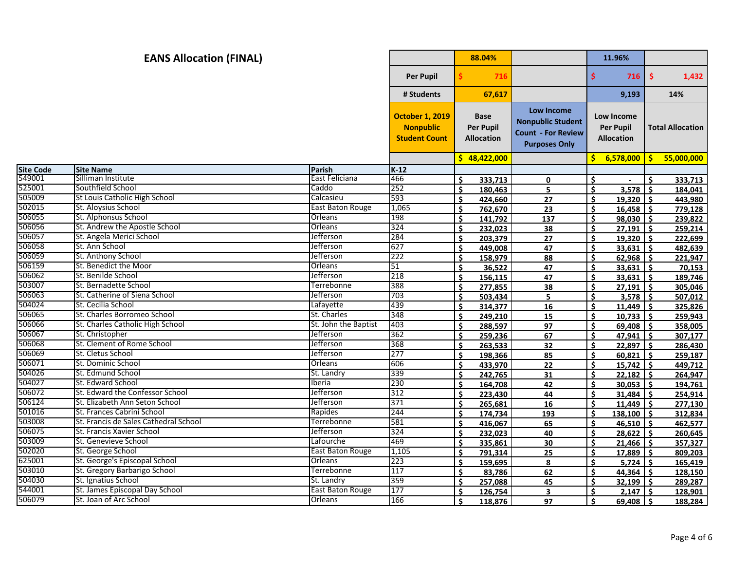# EANS Allocation (FINAL)

| Site Code | Site Name | Parish | October 1, 2019 Nonpublic Student Count | Base Per Pupil Allocation | Low Income Nonpublic Student Count - For Review Purposes Only | Low Income Per Pupil Allocation | Total Allocation |
|---|---|---|---|---|---|---|---|
| | | | | 88.04% | | 11.96% | |
| | | | Per Pupil | $ 716 | | $ 716 | $ 1,432 |
| | | | # Students | 67,617 | | 9,193 | 14% |
| | | | | $ 48,422,000 | | $ 6,578,000 | $ 55,000,000 |
| | | | K-12 | | | | |
| 549001 | Silliman Institute | East Feliciana | 466 | $ 333,713 | 0 | $ - | $ 333,713 |
| 525001 | Southfield School | Caddo | 252 | $ 180,463 | 5 | $ 3,578 | $ 184,041 |
| 505009 | St Louis Catholic High School | Calcasieu | 593 | $ 424,660 | 27 | $ 19,320 | $ 443,980 |
| 502015 | St. Aloysius School | East Baton Rouge | 1,065 | $ 762,670 | 23 | $ 16,458 | $ 779,128 |
| 506055 | St. Alphonsus School | Orleans | 198 | $ 141,792 | 137 | $ 98,030 | $ 239,822 |
| 506056 | St. Andrew the Apostle School | Orleans | 324 | $ 232,023 | 38 | $ 27,191 | $ 259,214 |
| 506057 | St. Angela Merici School | Jefferson | 284 | $ 203,379 | 27 | $ 19,320 | $ 222,699 |
| 506058 | St. Ann School | Jefferson | 627 | $ 449,008 | 47 | $ 33,631 | $ 482,639 |
| 506059 | St. Anthony School | Jefferson | 222 | $ 158,979 | 88 | $ 62,968 | $ 221,947 |
| 506159 | St. Benedict the Moor | Orleans | 51 | $ 36,522 | 47 | $ 33,631 | $ 70,153 |
| 506062 | St. Benilde School | Jefferson | 218 | $ 156,115 | 47 | $ 33,631 | $ 189,746 |
| 503007 | St. Bernadette School | Terrebonne | 388 | $ 277,855 | 38 | $ 27,191 | $ 305,046 |
| 506063 | St. Catherine of Siena School | Jefferson | 703 | $ 503,434 | 5 | $ 3,578 | $ 507,012 |
| 504024 | St. Cecilia School | Lafayette | 439 | $ 314,377 | 16 | $ 11,449 | $ 325,826 |
| 506065 | St. Charles Borromeo School | St. Charles | 348 | $ 249,210 | 15 | $ 10,733 | $ 259,943 |
| 506066 | St. Charles Catholic High School | St. John the Baptist | 403 | $ 288,597 | 97 | $ 69,408 | $ 358,005 |
| 506067 | St. Christopher | Jefferson | 362 | $ 259,236 | 67 | $ 47,941 | $ 307,177 |
| 506068 | St. Clement of Rome School | Jefferson | 368 | $ 263,533 | 32 | $ 22,897 | $ 286,430 |
| 506069 | St. Cletus School | Jefferson | 277 | $ 198,366 | 85 | $ 60,821 | $ 259,187 |
| 506071 | St. Dominic School | Orleans | 606 | $ 433,970 | 22 | $ 15,742 | $ 449,712 |
| 504026 | St. Edmund School | St. Landry | 339 | $ 242,765 | 31 | $ 22,182 | $ 264,947 |
| 504027 | St. Edward School | Iberia | 230 | $ 164,708 | 42 | $ 30,053 | $ 194,761 |
| 506072 | St. Edward the Confessor School | Jefferson | 312 | $ 223,430 | 44 | $ 31,484 | $ 254,914 |
| 506124 | St. Elizabeth Ann Seton School | Jefferson | 371 | $ 265,681 | 16 | $ 11,449 | $ 277,130 |
| 501016 | St. Frances Cabrini School | Rapides | 244 | $ 174,734 | 193 | $ 138,100 | $ 312,834 |
| 503008 | St. Francis de Sales Cathedral School | Terrebonne | 581 | $ 416,067 | 65 | $ 46,510 | $ 462,577 |
| 506075 | St. Francis Xavier School | Jefferson | 324 | $ 232,023 | 40 | $ 28,622 | $ 260,645 |
| 503009 | St. Genevieve School | Lafourche | 469 | $ 335,861 | 30 | $ 21,466 | $ 357,327 |
| 502020 | St. George School | East Baton Rouge | 1,105 | $ 791,314 | 25 | $ 17,889 | $ 809,203 |
| 625001 | St. George's Episcopal School | Orleans | 223 | $ 159,695 | 8 | $ 5,724 | $ 165,419 |
| 503010 | St. Gregory Barbarigo School | Terrebonne | 117 | $ 83,786 | 62 | $ 44,364 | $ 128,150 |
| 504030 | St. Ignatius School | St. Landry | 359 | $ 257,088 | 45 | $ 32,199 | $ 289,287 |
| 544001 | St. James Episcopal Day School | East Baton Rouge | 177 | $ 126,754 | 3 | $ 2,147 | $ 128,901 |
| 506079 | St. Joan of Arc School | Orleans | 166 | $ 118,876 | 97 | $ 69,408 | $ 188,284 |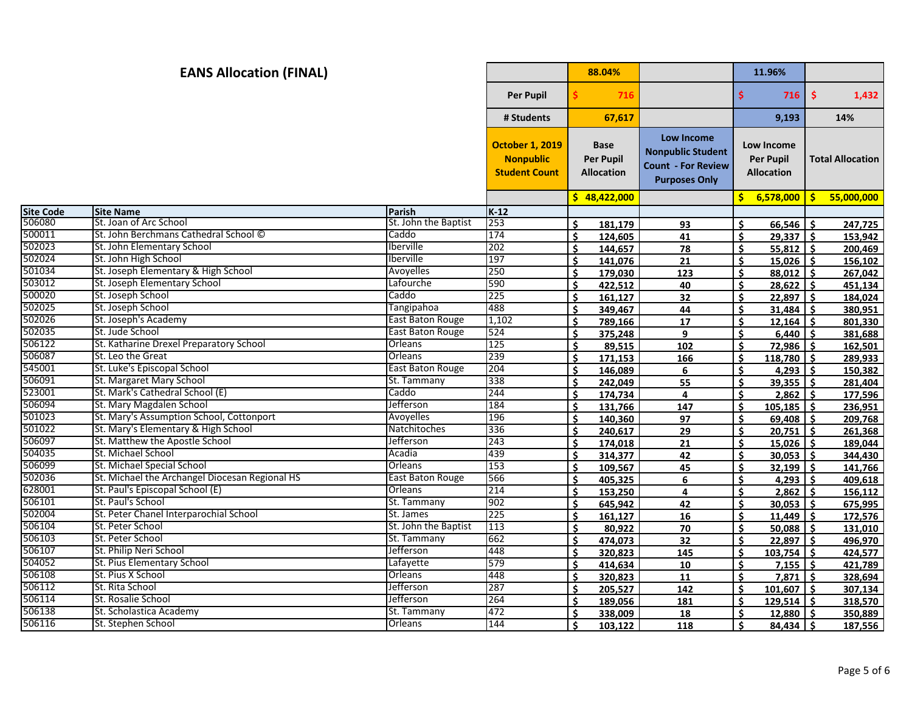# EANS Allocation (FINAL)

| Site Code | Site Name | Parish | October 1, 2019 Nonpublic Student Count | Base Per Pupil Allocation | Low Income Nonpublic Student Count - For Review Purposes Only | Low Income Per Pupil Allocation | Total Allocation |
|---|---|---|---|---|---|---|---|
| | | | | 88.04% | | 11.96% | |
| | | | Per Pupil | $ 716 | | $ 716 | $ 1,432 |
| | | | # Students | 67,617 | | 9,193 | 14% |
| | | | | $ 48,422,000 | | $ 6,578,000 | $ 55,000,000 |
| | | | K-12 | | | | |
| 506080 | St. Joan of Arc School | St. John the Baptist | 253 | $ 181,179 | 93 | $ 66,546 | $ 247,725 |
| 500011 | St. John Berchmans Cathedral School © | Caddo | 174 | $ 124,605 | 41 | $ 29,337 | $ 153,942 |
| 502023 | St. John Elementary School | Iberville | 202 | $ 144,657 | 78 | $ 55,812 | $ 200,469 |
| 502024 | St. John High School | Iberville | 197 | $ 141,076 | 21 | $ 15,026 | $ 156,102 |
| 501034 | St. Joseph Elementary & High School | Avoyelles | 250 | $ 179,030 | 123 | $ 88,012 | $ 267,042 |
| 503012 | St. Joseph Elementary School | Lafourche | 590 | $ 422,512 | 40 | $ 28,622 | $ 451,134 |
| 500020 | St. Joseph School | Caddo | 225 | $ 161,127 | 32 | $ 22,897 | $ 184,024 |
| 502025 | St. Joseph School | Tangipahoa | 488 | $ 349,467 | 44 | $ 31,484 | $ 380,951 |
| 502026 | St. Joseph's Academy | East Baton Rouge | 1,102 | $ 789,166 | 17 | $ 12,164 | $ 801,330 |
| 502035 | St. Jude School | East Baton Rouge | 524 | $ 375,248 | 9 | $ 6,440 | $ 381,688 |
| 506122 | St. Katharine Drexel Preparatory School | Orleans | 125 | $ 89,515 | 102 | $ 72,986 | $ 162,501 |
| 506087 | St. Leo the Great | Orleans | 239 | $ 171,153 | 166 | $ 118,780 | $ 289,933 |
| 545001 | St. Luke's Episcopal School | East Baton Rouge | 204 | $ 146,089 | 6 | $ 4,293 | $ 150,382 |
| 506091 | St. Margaret Mary School | St. Tammany | 338 | $ 242,049 | 55 | $ 39,355 | $ 281,404 |
| 523001 | St. Mark's Cathedral School (E) | Caddo | 244 | $ 174,734 | 4 | $ 2,862 | $ 177,596 |
| 506094 | St. Mary Magdalen School | Jefferson | 184 | $ 131,766 | 147 | $ 105,185 | $ 236,951 |
| 501023 | St. Mary's Assumption School, Cottonport | Avoyelles | 196 | $ 140,360 | 97 | $ 69,408 | $ 209,768 |
| 501022 | St. Mary's Elementary & High School | Natchitoches | 336 | $ 240,617 | 29 | $ 20,751 | $ 261,368 |
| 506097 | St. Matthew the Apostle School | Jefferson | 243 | $ 174,018 | 21 | $ 15,026 | $ 189,044 |
| 504035 | St. Michael School | Acadia | 439 | $ 314,377 | 42 | $ 30,053 | $ 344,430 |
| 506099 | St. Michael Special School | Orleans | 153 | $ 109,567 | 45 | $ 32,199 | $ 141,766 |
| 502036 | St. Michael the Archangel Diocesan Regional HS | East Baton Rouge | 566 | $ 405,325 | 6 | $ 4,293 | $ 409,618 |
| 628001 | St. Paul's Episcopal School (E) | Orleans | 214 | $ 153,250 | 4 | $ 2,862 | $ 156,112 |
| 506101 | St. Paul's School | St. Tammany | 902 | $ 645,942 | 42 | $ 30,053 | $ 675,995 |
| 502004 | St. Peter Chanel Interparochial School | St. James | 225 | $ 161,127 | 16 | $ 11,449 | $ 172,576 |
| 506104 | St. Peter School | St. John the Baptist | 113 | $ 80,922 | 70 | $ 50,088 | $ 131,010 |
| 506103 | St. Peter School | St. Tammany | 662 | $ 474,073 | 32 | $ 22,897 | $ 496,970 |
| 506107 | St. Philip Neri School | Jefferson | 448 | $ 320,823 | 145 | $ 103,754 | $ 424,577 |
| 504052 | St. Pius Elementary School | Lafayette | 579 | $ 414,634 | 10 | $ 7,155 | $ 421,789 |
| 506108 | St. Pius X School | Orleans | 448 | $ 320,823 | 11 | $ 7,871 | $ 328,694 |
| 506112 | St. Rita School | Jefferson | 287 | $ 205,527 | 142 | $ 101,607 | $ 307,134 |
| 506114 | St. Rosalie School | Jefferson | 264 | $ 189,056 | 181 | $ 129,514 | $ 318,570 |
| 506138 | St. Scholastica Academy | St. Tammany | 472 | $ 338,009 | 18 | $ 12,880 | $ 350,889 |
| 506116 | St. Stephen School | Orleans | 144 | $ 103,122 | 118 | $ 84,434 | $ 187,556 |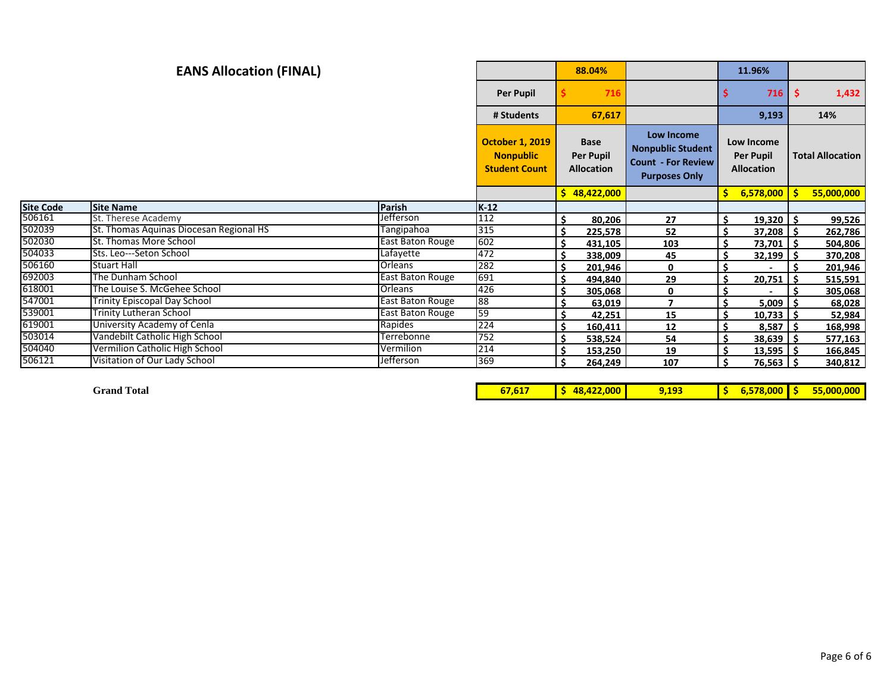## EANS Allocation (FINAL)

| Site Code | Site Name | Parish | October 1, 2019 Nonpublic Student Count | Base Per Pupil Allocation | Low Income Nonpublic Student Count - For Review Purposes Only | Low Income Per Pupil Allocation | Total Allocation |
|---|---|---|---|---|---|---|---|
| | | | | 88.04% | | 11.96% | |
| | | | Per Pupil | $ 716 | | $ 716 | $ 1,432 |
| | | | # Students | 67,617 | | 9,193 | 14% |
| | | | | $ 48,422,000 | | $ 6,578,000 | $ 55,000,000 |
| | | | K-12 | | | | |
| 506161 | St. Therese Academy | Jefferson | 112 | $ 80,206 | 27 | $ 19,320 | $ 99,526 |
| 502039 | St. Thomas Aquinas Diocesan Regional HS | Tangipahoa | 315 | $ 225,578 | 52 | $ 37,208 | $ 262,786 |
| 502030 | St. Thomas More School | East Baton Rouge | 602 | $ 431,105 | 103 | $ 73,701 | $ 504,806 |
| 504033 | Sts. Leo---Seton School | Lafayette | 472 | $ 338,009 | 45 | $ 32,199 | $ 370,208 |
| 506160 | Stuart Hall | Orleans | 282 | $ 201,946 | 0 | $ - | $ 201,946 |
| 692003 | The Dunham School | East Baton Rouge | 691 | $ 494,840 | 29 | $ 20,751 | $ 515,591 |
| 618001 | The Louise S. McGehee School | Orleans | 426 | $ 305,068 | 0 | $ - | $ 305,068 |
| 547001 | Trinity Episcopal Day School | East Baton Rouge | 88 | $ 63,019 | 7 | $ 5,009 | $ 68,028 |
| 539001 | Trinity Lutheran School | East Baton Rouge | 59 | $ 42,251 | 15 | $ 10,733 | $ 52,984 |
| 619001 | University Academy of Cenla | Rapides | 224 | $ 160,411 | 12 | $ 8,587 | $ 168,998 |
| 503014 | Vandebilt Catholic High School | Terrebonne | 752 | $ 538,524 | 54 | $ 38,639 | $ 577,163 |
| 504040 | Vermilion Catholic High School | Vermilion | 214 | $ 153,250 | 19 | $ 13,595 | $ 166,845 |
| 506121 | Visitation of Our Lady School | Jefferson | 369 | $ 264,249 | 107 | $ 76,563 | $ 340,812 |
| | **Grand Total** | | 67,617 | $ 48,422,000 | 9,193 | $ 6,578,000 | $ 55,000,000 |